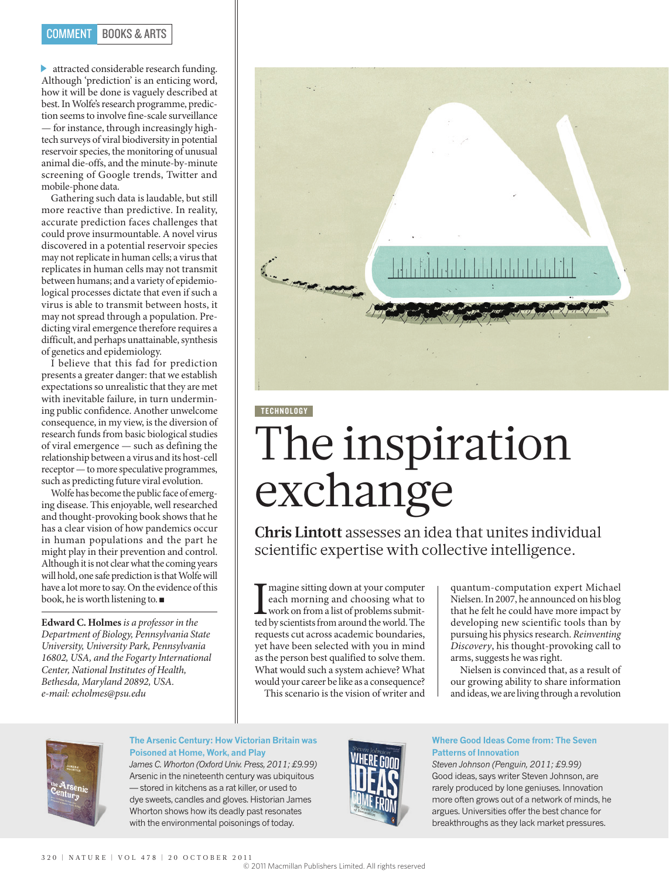attracted considerable research funding. Although 'prediction' is an enticing word, how it will be done is vaguely described at best. In Wolfe's research programme, prediction seems to involve fine-scale surveillance — for instance, through increasingly high-tech surveys of viral biodiversity in potential reservoir species, the monitoring of unusual animal die-offs, and the minute-by-minute screening of Google trends, Twitter and mobile-phone data.

Gathering such data is laudable, but still more reactive than predictive. In reality, accurate prediction faces challenges that could prove insurmountable. A novel virus discovered in a potential reservoir species may not replicate in human cells; a virus that replicates in human cells may not transmit between humans; and a variety of epidemiological processes dictate that even if such a virus is able to transmit between hosts, it may not spread through a population. Predicting viral emergence therefore requires a difficult, and perhaps unattainable, synthesis of genetics and epidemiology.

I believe that this fad for prediction presents a greater danger: that we establish expectations so unrealistic that they are met with inevitable failure, in turn undermining public confidence. Another unwelcome consequence, in my view, is the diversion of research funds from basic biological studies of viral emergence — such as defining the relationship between a virus and its host-cell receptor — to more speculative programmes, such as predicting future viral evolution.

Wolfe has become the public face of emerging disease. This enjoyable, well researched and thought-provoking book shows that he has a clear vision of how pandemics occur in human populations and the part he might play in their prevention and control. Although it is not clear what the coming years will hold, one safe prediction is that Wolfe will have a lot more to say. On the evidence of this book, he is worth listening to. ■

**Edward C. Holmes** *is a professor in the Department of Biology, Pennsylvania State University, University Park, Pennsylvania 16802, USA, and the Fogarty International Center, National Institutes of Health, Bethesda, Maryland 20892, USA.*
*e-mail: echolmes@psu.edu*

TECHNOLOGY

# The inspiration exchange

**Chris Lintott** assesses an idea that unites individual scientific expertise with collective intelligence.

Imagine sitting down at your computer each morning and choosing what to work on from a list of problems submitted by scientists from around the world. The requests cut across academic boundaries, yet have been selected with you in mind as the person best qualified to solve them. What would such a system achieve? What would your career be like as a consequence?

This scenario is the vision of writer and quantum-computation expert Michael Nielsen. In 2007, he announced on his blog that he felt he could have more impact by developing new scientific tools than by pursuing his physics research. *Reinventing Discovery*, his thought-provoking call to arms, suggests he was right.

Nielsen is convinced that, as a result of our growing ability to share information and ideas, we are living through a revolution

**The Arsenic Century: How Victorian Britain was Poisoned at Home, Work, and Play**
*James C. Whorton (Oxford Univ. Press, 2011; £9.99)*
Arsenic in the nineteenth century was ubiquitous — stored in kitchens as a rat killer, or used to dye sweets, candles and gloves. Historian James Whorton shows how its deadly past resonates with the environmental poisonings of today.

**Where Good Ideas Come from: The Seven Patterns of Innovation**
*Steven Johnson (Penguin, 2011; £9.99)*
Good ideas, says writer Steven Johnson, are rarely produced by lone geniuses. Innovation more often grows out of a network of minds, he argues. Universities offer the best chance for breakthroughs as they lack market pressures.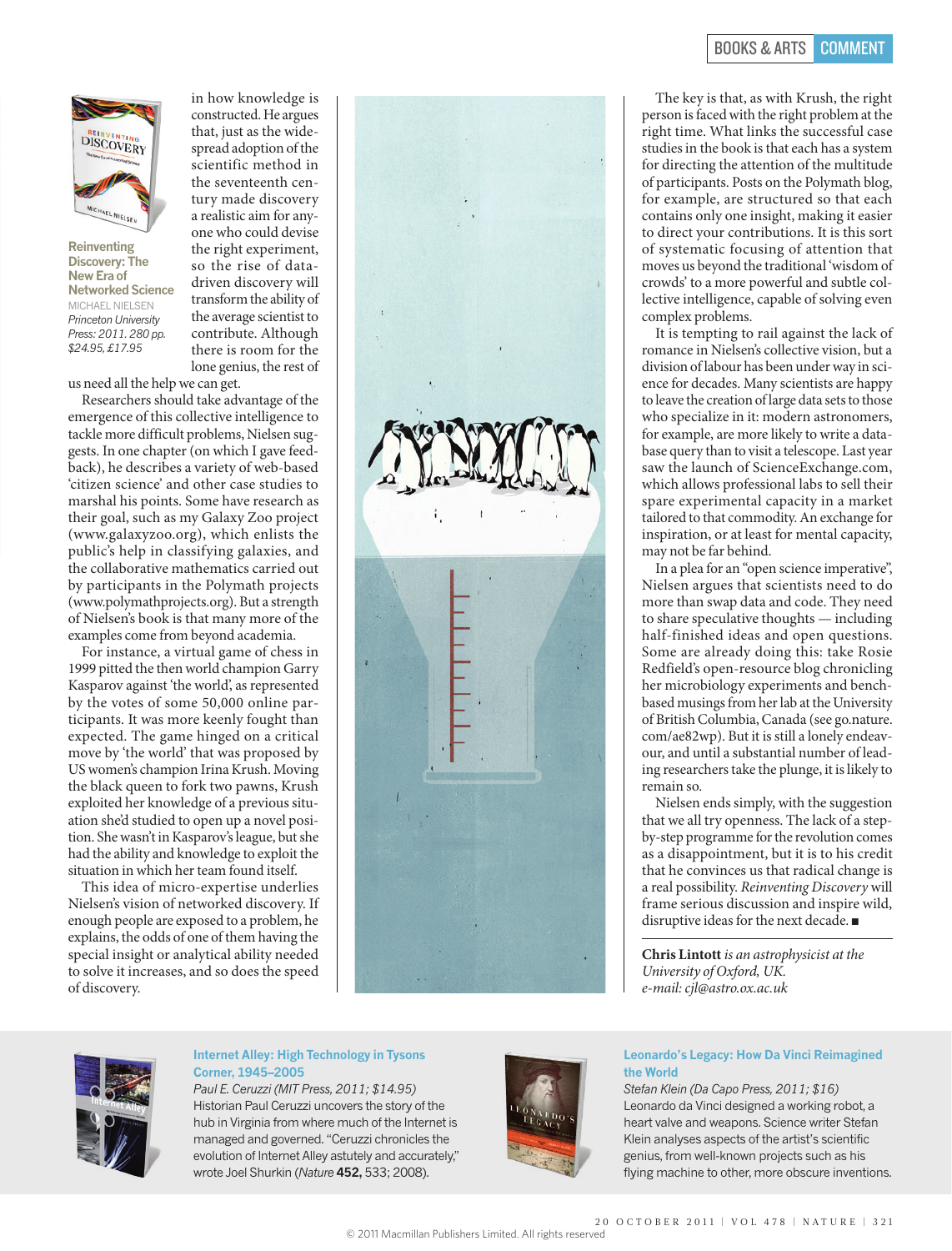**Reinventing Discovery: The New Era of Networked Science**
MICHAEL NIELSEN
*Princeton University Press: 2011. 280 pp. $24.95, £17.95*

in how knowledge is constructed. He argues that, just as the widespread adoption of the scientific method in the seventeenth century made discovery a realistic aim for anyone who could devise the right experiment, so the rise of data-driven discovery will transform the ability of the average scientist to contribute. Although there is room for the lone genius, the rest of us need all the help we can get.

Researchers should take advantage of the emergence of this collective intelligence to tackle more difficult problems, Nielsen suggests. In one chapter (on which I gave feedback), he describes a variety of web-based 'citizen science' and other case studies to marshal his points. Some have research as their goal, such as my Galaxy Zoo project (www.galaxyzoo.org), which enlists the public's help in classifying galaxies, and the collaborative mathematics carried out by participants in the Polymath projects (www.polymathprojects.org). But a strength of Nielsen's book is that many more of the examples come from beyond academia.

For instance, a virtual game of chess in 1999 pitted the then world champion Garry Kasparov against 'the world', as represented by the votes of some 50,000 online participants. It was more keenly fought than expected. The game hinged on a critical move by 'the world' that was proposed by US women's champion Irina Krush. Moving the black queen to fork two pawns, Krush exploited her knowledge of a previous situation she'd studied to open up a novel position. She wasn't in Kasparov's league, but she had the ability and knowledge to exploit the situation in which her team found itself.

This idea of micro-expertise underlies Nielsen's vision of networked discovery. If enough people are exposed to a problem, he explains, the odds of one of them having the special insight or analytical ability needed to solve it increases, and so does the speed of discovery.

The key is that, as with Krush, the right person is faced with the right problem at the right time. What links the successful case studies in the book is that each has a system for directing the attention of the multitude of participants. Posts on the Polymath blog, for example, are structured so that each contains only one insight, making it easier to direct your contributions. It is this sort of systematic focusing of attention that moves us beyond the traditional 'wisdom of crowds' to a more powerful and subtle collective intelligence, capable of solving even complex problems.

It is tempting to rail against the lack of romance in Nielsen's collective vision, but a division of labour has been under way in science for decades. Many scientists are happy to leave the creation of large data sets to those who specialize in it: modern astronomers, for example, are more likely to write a database query than to visit a telescope. Last year saw the launch of ScienceExchange.com, which allows professional labs to sell their spare experimental capacity in a market tailored to that commodity. An exchange for inspiration, or at least for mental capacity, may not be far behind.

In a plea for an "open science imperative", Nielsen argues that scientists need to do more than swap data and code. They need to share speculative thoughts — including half-finished ideas and open questions. Some are already doing this: take Rosie Redfield's open-resource blog chronicling her microbiology experiments and bench-based musings from her lab at the University of British Columbia, Canada (see go.nature.com/ae82wp). But it is still a lonely endeavour, and until a substantial number of leading researchers take the plunge, it is likely to remain so.

Nielsen ends simply, with the suggestion that we all try openness. The lack of a step-by-step programme for the revolution comes as a disappointment, but it is to his credit that he convinces us that radical change is a real possibility. *Reinventing Discovery* will frame serious discussion and inspire wild, disruptive ideas for the next decade. ■

**Chris Lintott** *is an astrophysicist at the University of Oxford, UK.*
*e-mail: cjl@astro.ox.ac.uk*

**Internet Alley: High Technology in Tysons Corner, 1945–2005**
*Paul E. Ceruzzi (MIT Press, 2011; $14.95)*
Historian Paul Ceruzzi uncovers the story of the hub in Virginia from where much of the Internet is managed and governed. "Ceruzzi chronicles the evolution of Internet Alley astutely and accurately," wrote Joel Shurkin (*Nature* **452,** 533; 2008).

**Leonardo's Legacy: How Da Vinci Reimagined the World**
*Stefan Klein (Da Capo Press, 2011; $16)*
Leonardo da Vinci designed a working robot, a heart valve and weapons. Science writer Stefan Klein analyses aspects of the artist's scientific genius, from well-known projects such as his flying machine to other, more obscure inventions.